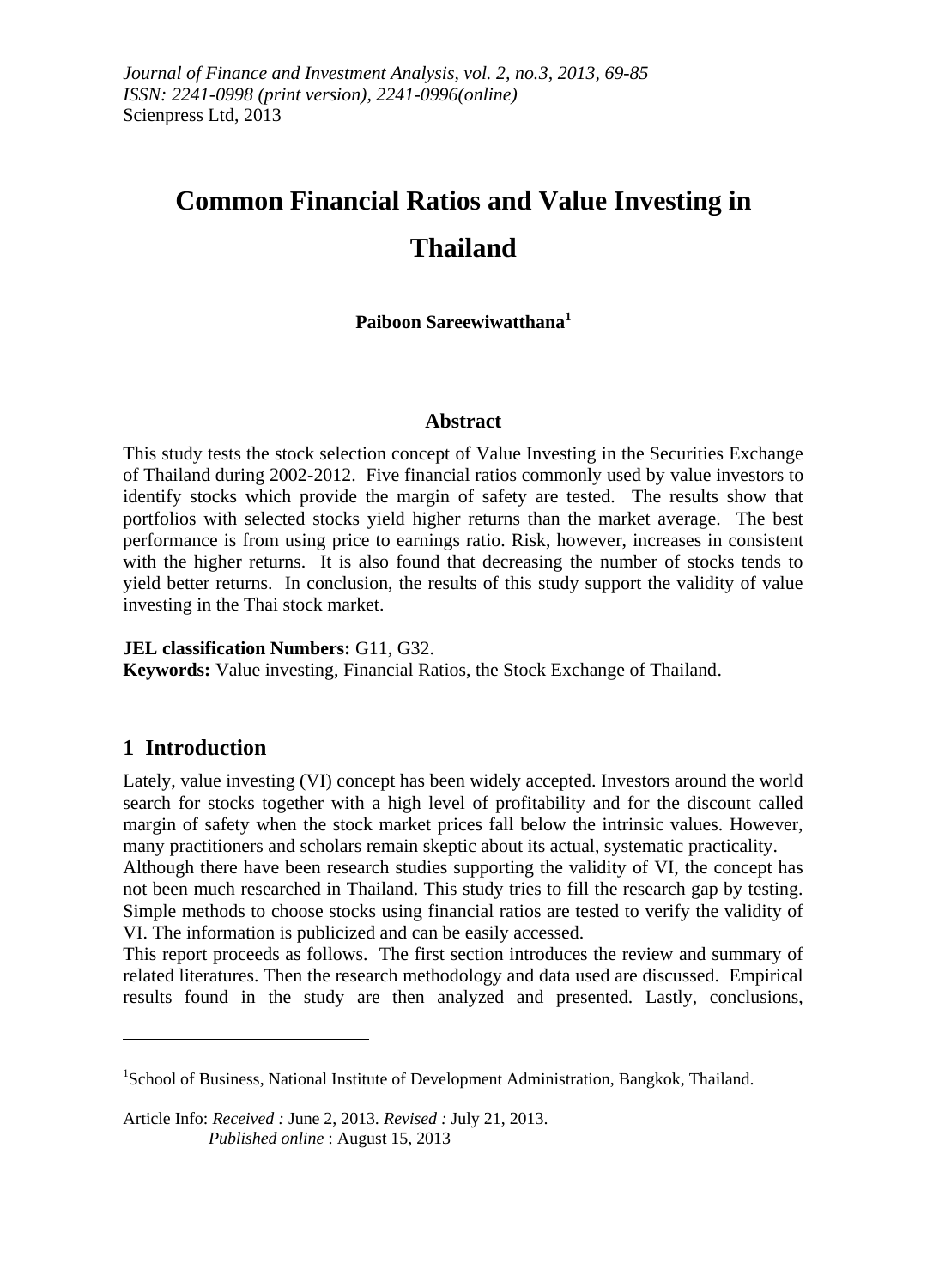*Journal of Finance and Investment Analysis, vol. 2, no.3, 2013, 69-85*
*ISSN: 2241-0998 (print version), 2241-0996(online)*
Scienpress Ltd, 2013

# Common Financial Ratios and Value Investing in Thailand

**Paiboon Sareewiwatthana[1]**

## Abstract

This study tests the stock selection concept of Value Investing in the Securities Exchange of Thailand during 2002-2012. Five financial ratios commonly used by value investors to identify stocks which provide the margin of safety are tested. The results show that portfolios with selected stocks yield higher returns than the market average. The best performance is from using price to earnings ratio. Risk, however, increases in consistent with the higher returns. It is also found that decreasing the number of stocks tends to yield better returns. In conclusion, the results of this study support the validity of value investing in the Thai stock market.

**JEL classification Numbers:** G11, G32.
**Keywords:** Value investing, Financial Ratios, the Stock Exchange of Thailand.

## 1 Introduction

Lately, value investing (VI) concept has been widely accepted. Investors around the world search for stocks together with a high level of profitability and for the discount called margin of safety when the stock market prices fall below the intrinsic values. However, many practitioners and scholars remain skeptic about its actual, systematic practicality.
Although there have been research studies supporting the validity of VI, the concept has not been much researched in Thailand. This study tries to fill the research gap by testing. Simple methods to choose stocks using financial ratios are tested to verify the validity of VI. The information is publicized and can be easily accessed.
This report proceeds as follows. The first section introduces the review and summary of related literatures. Then the research methodology and data used are discussed. Empirical results found in the study are then analyzed and presented. Lastly, conclusions,

---

[1]School of Business, National Institute of Development Administration, Bangkok, Thailand.

Article Info: *Received :* June 2, 2013. *Revised :* July 21, 2013.
*Published online* : August 15, 2013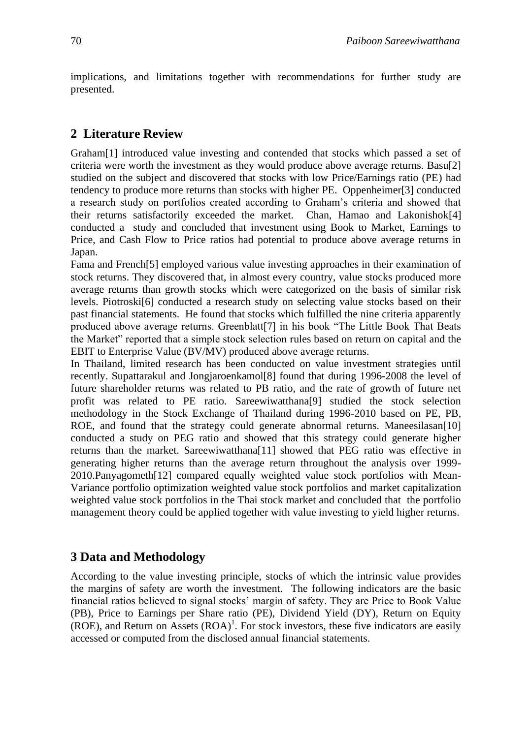implications, and limitations together with recommendations for further study are presented.

## 2 Literature Review

Graham[1] introduced value investing and contended that stocks which passed a set of criteria were worth the investment as they would produce above average returns. Basu[2] studied on the subject and discovered that stocks with low Price/Earnings ratio (PE) had tendency to produce more returns than stocks with higher PE. Oppenheimer[3] conducted a research study on portfolios created according to Graham's criteria and showed that their returns satisfactorily exceeded the market. Chan, Hamao and Lakonishok[4] conducted a study and concluded that investment using Book to Market, Earnings to Price, and Cash Flow to Price ratios had potential to produce above average returns in Japan.

Fama and French[5] employed various value investing approaches in their examination of stock returns. They discovered that, in almost every country, value stocks produced more average returns than growth stocks which were categorized on the basis of similar risk levels. Piotroski[6] conducted a research study on selecting value stocks based on their past financial statements. He found that stocks which fulfilled the nine criteria apparently produced above average returns. Greenblatt[7] in his book "The Little Book That Beats the Market" reported that a simple stock selection rules based on return on capital and the EBIT to Enterprise Value (BV/MV) produced above average returns.

In Thailand, limited research has been conducted on value investment strategies until recently. Supattarakul and Jongjaroenkamol[8] found that during 1996-2008 the level of future shareholder returns was related to PB ratio, and the rate of growth of future net profit was related to PE ratio. Sareewiwatthana[9] studied the stock selection methodology in the Stock Exchange of Thailand during 1996-2010 based on PE, PB, ROE, and found that the strategy could generate abnormal returns. Maneesilasan[10] conducted a study on PEG ratio and showed that this strategy could generate higher returns than the market. Sareewiwatthana[11] showed that PEG ratio was effective in generating higher returns than the average return throughout the analysis over 1999-2010.Panyagometh[12] compared equally weighted value stock portfolios with Mean-Variance portfolio optimization weighted value stock portfolios and market capitalization weighted value stock portfolios in the Thai stock market and concluded that the portfolio management theory could be applied together with value investing to yield higher returns.

## 3 Data and Methodology

According to the value investing principle, stocks of which the intrinsic value provides the margins of safety are worth the investment. The following indicators are the basic financial ratios believed to signal stocks' margin of safety. They are Price to Book Value (PB), Price to Earnings per Share ratio (PE), Dividend Yield (DY), Return on Equity (ROE), and Return on Assets (ROA)[1]. For stock investors, these five indicators are easily accessed or computed from the disclosed annual financial statements.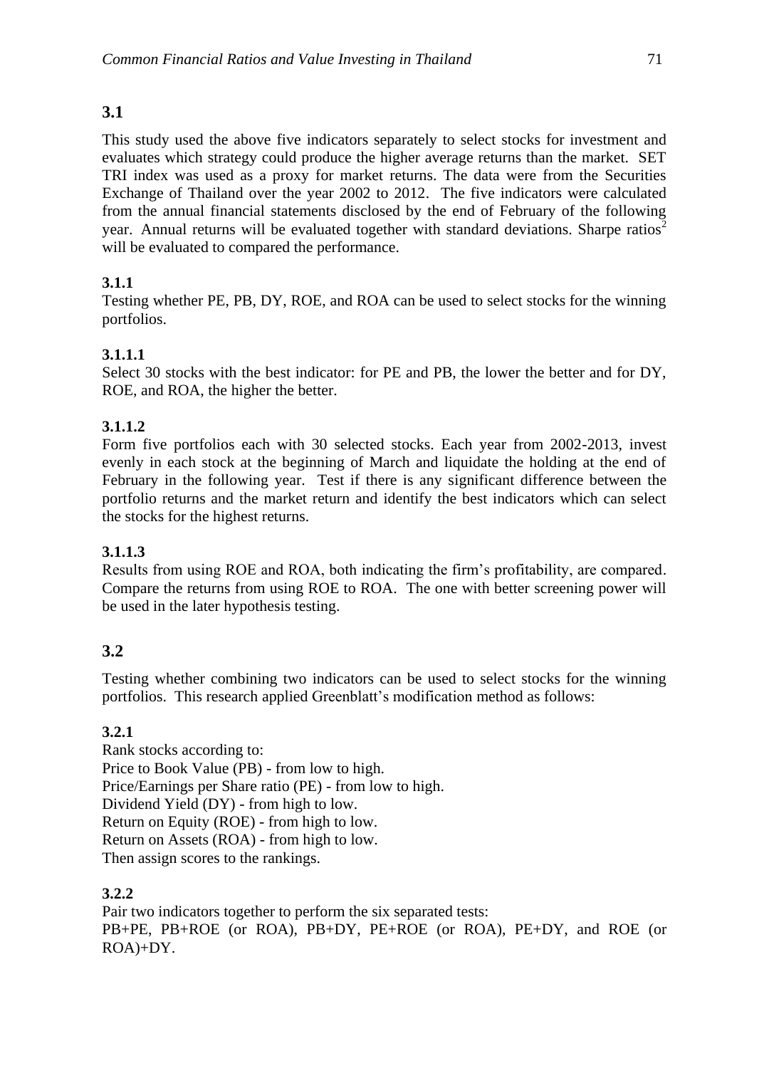### 3.1

This study used the above five indicators separately to select stocks for investment and evaluates which strategy could produce the higher average returns than the market. SET TRI index was used as a proxy for market returns. The data were from the Securities Exchange of Thailand over the year 2002 to 2012. The five indicators were calculated from the annual financial statements disclosed by the end of February of the following year. Annual returns will be evaluated together with standard deviations. Sharpe ratios[2] will be evaluated to compared the performance.

#### 3.1.1

Testing whether PE, PB, DY, ROE, and ROA can be used to select stocks for the winning portfolios.

#### 3.1.1.1

Select 30 stocks with the best indicator: for PE and PB, the lower the better and for DY, ROE, and ROA, the higher the better.

#### 3.1.1.2

Form five portfolios each with 30 selected stocks. Each year from 2002-2013, invest evenly in each stock at the beginning of March and liquidate the holding at the end of February in the following year. Test if there is any significant difference between the portfolio returns and the market return and identify the best indicators which can select the stocks for the highest returns.

#### 3.1.1.3

Results from using ROE and ROA, both indicating the firm's profitability, are compared. Compare the returns from using ROE to ROA. The one with better screening power will be used in the later hypothesis testing.

### 3.2

Testing whether combining two indicators can be used to select stocks for the winning portfolios. This research applied Greenblatt's modification method as follows:

#### 3.2.1

Rank stocks according to:
Price to Book Value (PB) - from low to high.
Price/Earnings per Share ratio (PE) - from low to high.
Dividend Yield (DY) - from high to low.
Return on Equity (ROE) - from high to low.
Return on Assets (ROA) - from high to low.
Then assign scores to the rankings.

#### 3.2.2

Pair two indicators together to perform the six separated tests:
PB+PE, PB+ROE (or ROA), PB+DY, PE+ROE (or ROA), PE+DY, and ROE (or ROA)+DY.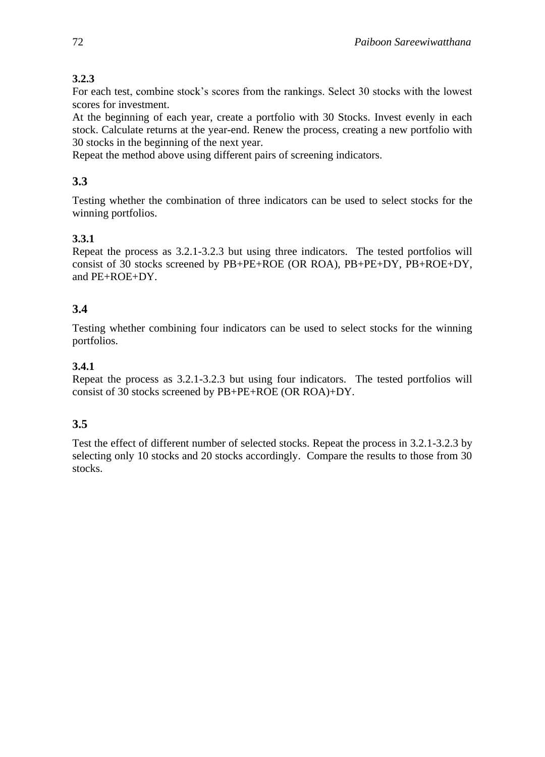### 3.2.3

For each test, combine stock's scores from the rankings. Select 30 stocks with the lowest scores for investment.

At the beginning of each year, create a portfolio with 30 Stocks. Invest evenly in each stock. Calculate returns at the year-end. Renew the process, creating a new portfolio with 30 stocks in the beginning of the next year.

Repeat the method above using different pairs of screening indicators.

## 3.3

Testing whether the combination of three indicators can be used to select stocks for the winning portfolios.

### 3.3.1

Repeat the process as 3.2.1-3.2.3 but using three indicators. The tested portfolios will consist of 30 stocks screened by PB+PE+ROE (OR ROA), PB+PE+DY, PB+ROE+DY, and PE+ROE+DY.

## 3.4

Testing whether combining four indicators can be used to select stocks for the winning portfolios.

### 3.4.1

Repeat the process as 3.2.1-3.2.3 but using four indicators. The tested portfolios will consist of 30 stocks screened by PB+PE+ROE (OR ROA)+DY.

## 3.5

Test the effect of different number of selected stocks. Repeat the process in 3.2.1-3.2.3 by selecting only 10 stocks and 20 stocks accordingly. Compare the results to those from 30 stocks.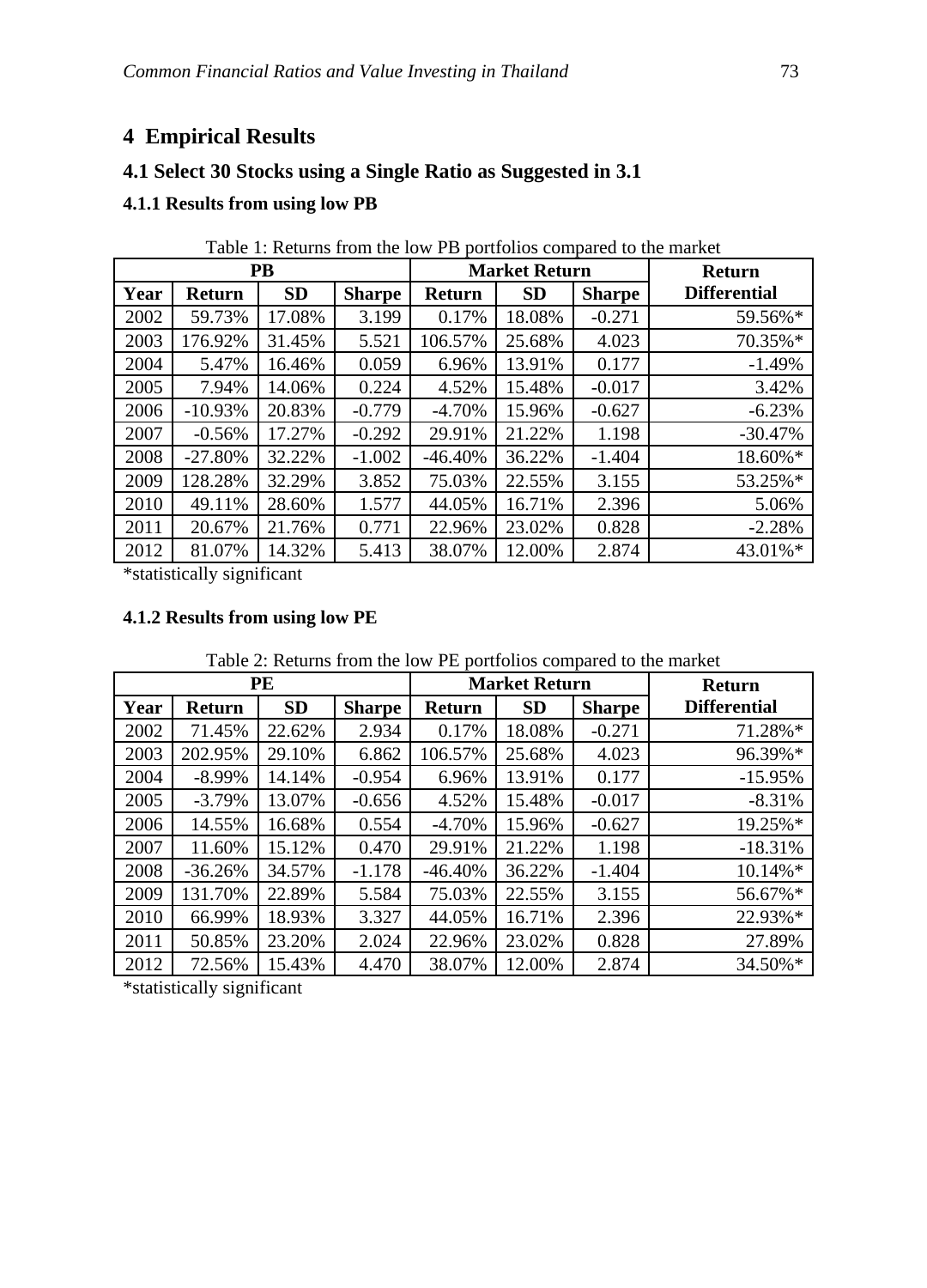# 4 Empirical Results

## 4.1 Select 30 Stocks using a Single Ratio as Suggested in 3.1

### 4.1.1 Results from using low PB

Table 1: Returns from the low PB portfolios compared to the market

| | PB | | | Market Return | | | Return |
|---|---|---|---|---|---|---|---|
| **Year** | **Return** | **SD** | **Sharpe** | **Return** | **SD** | **Sharpe** | **Differential** |
| 2002 | 59.73% | 17.08% | 3.199 | 0.17% | 18.08% | -0.271 | 59.56%* |
| 2003 | 176.92% | 31.45% | 5.521 | 106.57% | 25.68% | 4.023 | 70.35%* |
| 2004 | 5.47% | 16.46% | 0.059 | 6.96% | 13.91% | 0.177 | -1.49% |
| 2005 | 7.94% | 14.06% | 0.224 | 4.52% | 15.48% | -0.017 | 3.42% |
| 2006 | -10.93% | 20.83% | -0.779 | -4.70% | 15.96% | -0.627 | -6.23% |
| 2007 | -0.56% | 17.27% | -0.292 | 29.91% | 21.22% | 1.198 | -30.47% |
| 2008 | -27.80% | 32.22% | -1.002 | -46.40% | 36.22% | -1.404 | 18.60%* |
| 2009 | 128.28% | 32.29% | 3.852 | 75.03% | 22.55% | 3.155 | 53.25%* |
| 2010 | 49.11% | 28.60% | 1.577 | 44.05% | 16.71% | 2.396 | 5.06% |
| 2011 | 20.67% | 21.76% | 0.771 | 22.96% | 23.02% | 0.828 | -2.28% |
| 2012 | 81.07% | 14.32% | 5.413 | 38.07% | 12.00% | 2.874 | 43.01%* |

*statistically significant

### 4.1.2 Results from using low PE

Table 2: Returns from the low PE portfolios compared to the market

| | PE | | | Market Return | | | Return |
|---|---|---|---|---|---|---|---|
| **Year** | **Return** | **SD** | **Sharpe** | **Return** | **SD** | **Sharpe** | **Differential** |
| 2002 | 71.45% | 22.62% | 2.934 | 0.17% | 18.08% | -0.271 | 71.28%* |
| 2003 | 202.95% | 29.10% | 6.862 | 106.57% | 25.68% | 4.023 | 96.39%* |
| 2004 | -8.99% | 14.14% | -0.954 | 6.96% | 13.91% | 0.177 | -15.95% |
| 2005 | -3.79% | 13.07% | -0.656 | 4.52% | 15.48% | -0.017 | -8.31% |
| 2006 | 14.55% | 16.68% | 0.554 | -4.70% | 15.96% | -0.627 | 19.25%* |
| 2007 | 11.60% | 15.12% | 0.470 | 29.91% | 21.22% | 1.198 | -18.31% |
| 2008 | -36.26% | 34.57% | -1.178 | -46.40% | 36.22% | -1.404 | 10.14%* |
| 2009 | 131.70% | 22.89% | 5.584 | 75.03% | 22.55% | 3.155 | 56.67%* |
| 2010 | 66.99% | 18.93% | 3.327 | 44.05% | 16.71% | 2.396 | 22.93%* |
| 2011 | 50.85% | 23.20% | 2.024 | 22.96% | 23.02% | 0.828 | 27.89% |
| 2012 | 72.56% | 15.43% | 4.470 | 38.07% | 12.00% | 2.874 | 34.50%* |

*statistically significant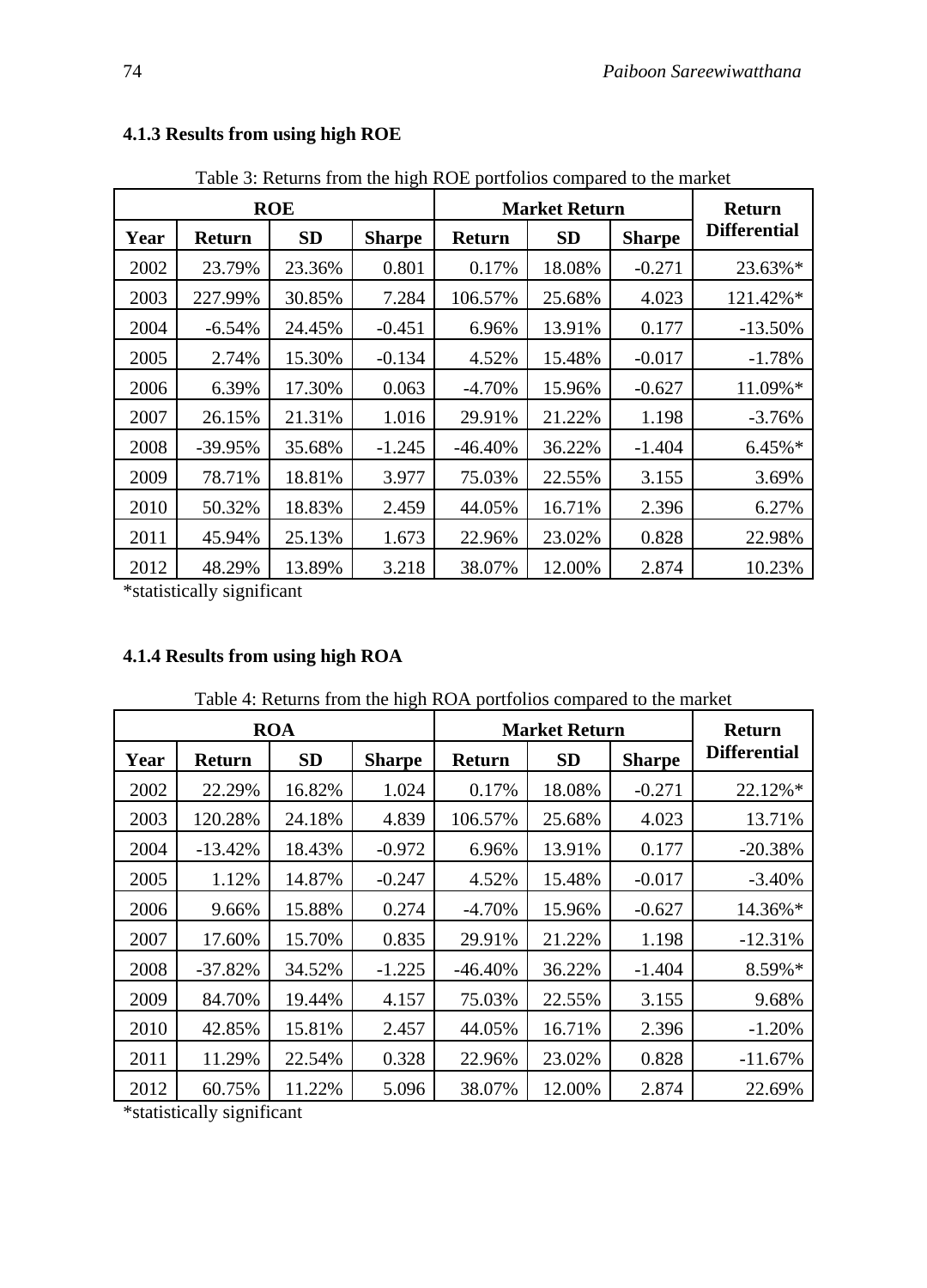#### 4.1.3 Results from using high ROE

Table 3: Returns from the high ROE portfolios compared to the market

| ROE | | | | Market Return | | | Return Differential |
|---|---|---|---|---|---|---|---|
| Year | Return | SD | Sharpe | Return | SD | Sharpe | |
| 2002 | 23.79% | 23.36% | 0.801 | 0.17% | 18.08% | -0.271 | 23.63%* |
| 2003 | 227.99% | 30.85% | 7.284 | 106.57% | 25.68% | 4.023 | 121.42%* |
| 2004 | -6.54% | 24.45% | -0.451 | 6.96% | 13.91% | 0.177 | -13.50% |
| 2005 | 2.74% | 15.30% | -0.134 | 4.52% | 15.48% | -0.017 | -1.78% |
| 2006 | 6.39% | 17.30% | 0.063 | -4.70% | 15.96% | -0.627 | 11.09%* |
| 2007 | 26.15% | 21.31% | 1.016 | 29.91% | 21.22% | 1.198 | -3.76% |
| 2008 | -39.95% | 35.68% | -1.245 | -46.40% | 36.22% | -1.404 | 6.45%* |
| 2009 | 78.71% | 18.81% | 3.977 | 75.03% | 22.55% | 3.155 | 3.69% |
| 2010 | 50.32% | 18.83% | 2.459 | 44.05% | 16.71% | 2.396 | 6.27% |
| 2011 | 45.94% | 25.13% | 1.673 | 22.96% | 23.02% | 0.828 | 22.98% |
| 2012 | 48.29% | 13.89% | 3.218 | 38.07% | 12.00% | 2.874 | 10.23% |

*statistically significant

#### 4.1.4 Results from using high ROA

Table 4: Returns from the high ROA portfolios compared to the market

| ROA | | | | Market Return | | | Return Differential |
|---|---|---|---|---|---|---|---|
| Year | Return | SD | Sharpe | Return | SD | Sharpe | |
| 2002 | 22.29% | 16.82% | 1.024 | 0.17% | 18.08% | -0.271 | 22.12%* |
| 2003 | 120.28% | 24.18% | 4.839 | 106.57% | 25.68% | 4.023 | 13.71% |
| 2004 | -13.42% | 18.43% | -0.972 | 6.96% | 13.91% | 0.177 | -20.38% |
| 2005 | 1.12% | 14.87% | -0.247 | 4.52% | 15.48% | -0.017 | -3.40% |
| 2006 | 9.66% | 15.88% | 0.274 | -4.70% | 15.96% | -0.627 | 14.36%* |
| 2007 | 17.60% | 15.70% | 0.835 | 29.91% | 21.22% | 1.198 | -12.31% |
| 2008 | -37.82% | 34.52% | -1.225 | -46.40% | 36.22% | -1.404 | 8.59%* |
| 2009 | 84.70% | 19.44% | 4.157 | 75.03% | 22.55% | 3.155 | 9.68% |
| 2010 | 42.85% | 15.81% | 2.457 | 44.05% | 16.71% | 2.396 | -1.20% |
| 2011 | 11.29% | 22.54% | 0.328 | 22.96% | 23.02% | 0.828 | -11.67% |
| 2012 | 60.75% | 11.22% | 5.096 | 38.07% | 12.00% | 2.874 | 22.69% |

*statistically significant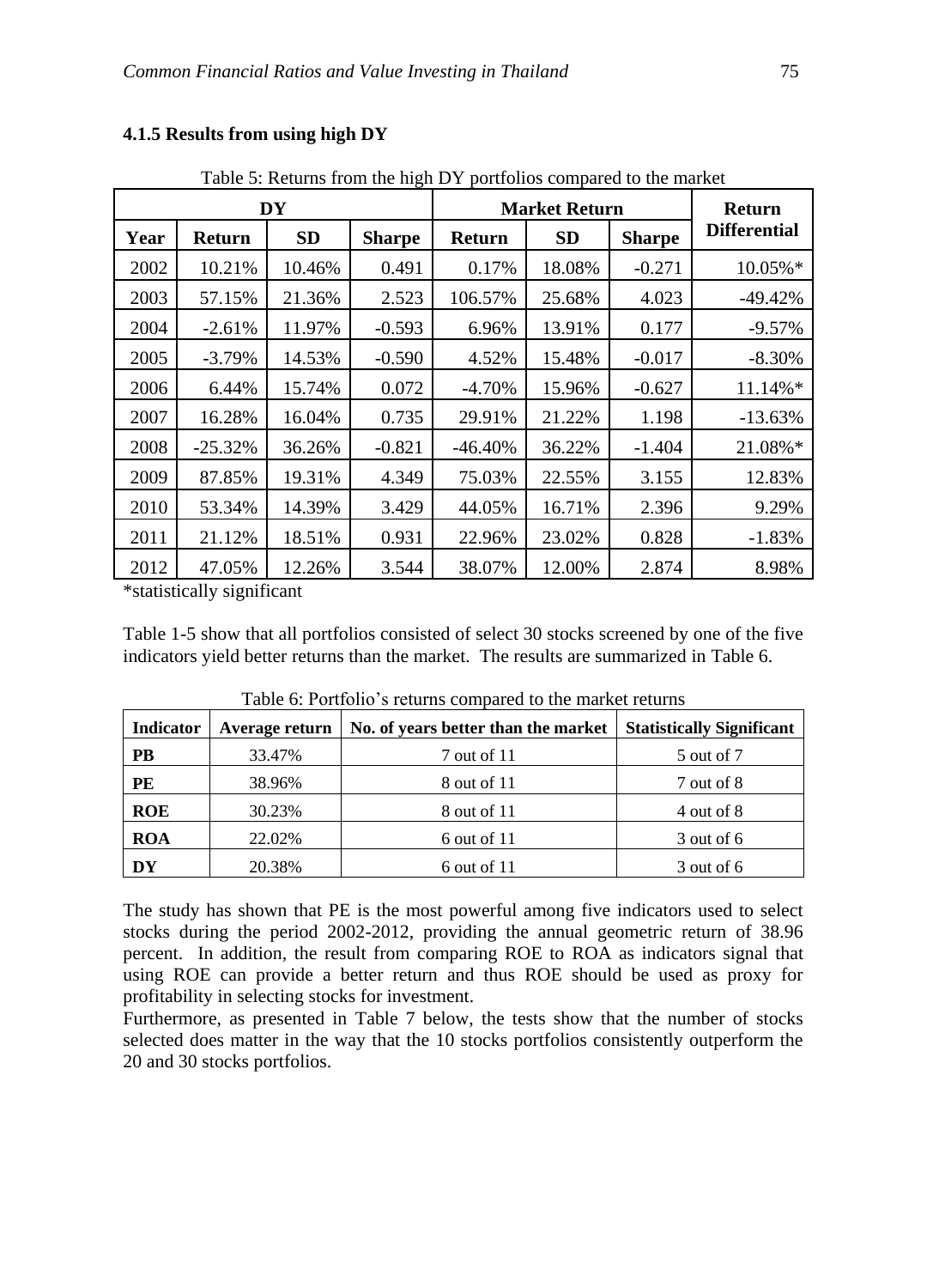### 4.1.5 Results from using high DY

Table 5: Returns from the high DY portfolios compared to the market

| DY | | | | Market Return | | | Return Differential |
|---|---|---|---|---|---|---|---|
| Year | Return | SD | Sharpe | Return | SD | Sharpe | |
| 2002 | 10.21% | 10.46% | 0.491 | 0.17% | 18.08% | -0.271 | 10.05%* |
| 2003 | 57.15% | 21.36% | 2.523 | 106.57% | 25.68% | 4.023 | -49.42% |
| 2004 | -2.61% | 11.97% | -0.593 | 6.96% | 13.91% | 0.177 | -9.57% |
| 2005 | -3.79% | 14.53% | -0.590 | 4.52% | 15.48% | -0.017 | -8.30% |
| 2006 | 6.44% | 15.74% | 0.072 | -4.70% | 15.96% | -0.627 | 11.14%* |
| 2007 | 16.28% | 16.04% | 0.735 | 29.91% | 21.22% | 1.198 | -13.63% |
| 2008 | -25.32% | 36.26% | -0.821 | -46.40% | 36.22% | -1.404 | 21.08%* |
| 2009 | 87.85% | 19.31% | 4.349 | 75.03% | 22.55% | 3.155 | 12.83% |
| 2010 | 53.34% | 14.39% | 3.429 | 44.05% | 16.71% | 2.396 | 9.29% |
| 2011 | 21.12% | 18.51% | 0.931 | 22.96% | 23.02% | 0.828 | -1.83% |
| 2012 | 47.05% | 12.26% | 3.544 | 38.07% | 12.00% | 2.874 | 8.98% |

*statistically significant

Table 1-5 show that all portfolios consisted of select 30 stocks screened by one of the five indicators yield better returns than the market. The results are summarized in Table 6.

Table 6: Portfolio's returns compared to the market returns

| Indicator | Average return | No. of years better than the market | Statistically Significant |
|---|---|---|---|
| **PB** | 33.47% | 7 out of 11 | 5 out of 7 |
| **PE** | 38.96% | 8 out of 11 | 7 out of 8 |
| **ROE** | 30.23% | 8 out of 11 | 4 out of 8 |
| **ROA** | 22.02% | 6 out of 11 | 3 out of 6 |
| **DY** | 20.38% | 6 out of 11 | 3 out of 6 |

The study has shown that PE is the most powerful among five indicators used to select stocks during the period 2002-2012, providing the annual geometric return of 38.96 percent. In addition, the result from comparing ROE to ROA as indicators signal that using ROE can provide a better return and thus ROE should be used as proxy for profitability in selecting stocks for investment.

Furthermore, as presented in Table 7 below, the tests show that the number of stocks selected does matter in the way that the 10 stocks portfolios consistently outperform the 20 and 30 stocks portfolios.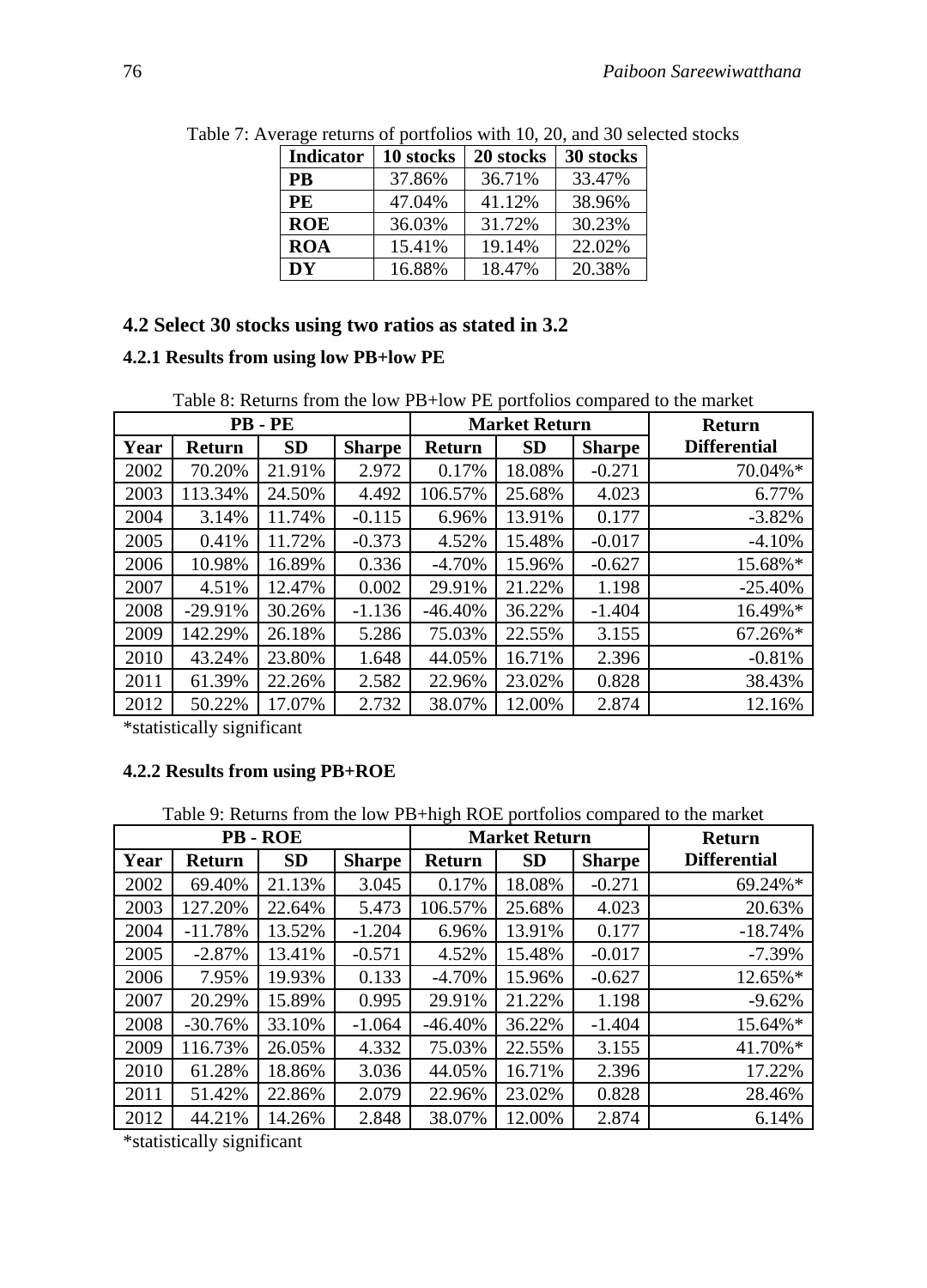Table 7: Average returns of portfolios with 10, 20, and 30 selected stocks

| Indicator | 10 stocks | 20 stocks | 30 stocks |
|---|---|---|---|
| **PB** | 37.86% | 36.71% | 33.47% |
| **PE** | 47.04% | 41.12% | 38.96% |
| **ROE** | 36.03% | 31.72% | 30.23% |
| **ROA** | 15.41% | 19.14% | 22.02% |
| **DY** | 16.88% | 18.47% | 20.38% |

## 4.2 Select 30 stocks using two ratios as stated in 3.2

### 4.2.1 Results from using low PB+low PE

Table 8: Returns from the low PB+low PE portfolios compared to the market

| PB - PE | | | | Market Return | | | Return Differential |
|---|---|---|---|---|---|---|---|
| **Year** | **Return** | **SD** | **Sharpe** | **Return** | **SD** | **Sharpe** | |
| 2002 | 70.20% | 21.91% | 2.972 | 0.17% | 18.08% | -0.271 | 70.04%* |
| 2003 | 113.34% | 24.50% | 4.492 | 106.57% | 25.68% | 4.023 | 6.77% |
| 2004 | 3.14% | 11.74% | -0.115 | 6.96% | 13.91% | 0.177 | -3.82% |
| 2005 | 0.41% | 11.72% | -0.373 | 4.52% | 15.48% | -0.017 | -4.10% |
| 2006 | 10.98% | 16.89% | 0.336 | -4.70% | 15.96% | -0.627 | 15.68%* |
| 2007 | 4.51% | 12.47% | 0.002 | 29.91% | 21.22% | 1.198 | -25.40% |
| 2008 | -29.91% | 30.26% | -1.136 | -46.40% | 36.22% | -1.404 | 16.49%* |
| 2009 | 142.29% | 26.18% | 5.286 | 75.03% | 22.55% | 3.155 | 67.26%* |
| 2010 | 43.24% | 23.80% | 1.648 | 44.05% | 16.71% | 2.396 | -0.81% |
| 2011 | 61.39% | 22.26% | 2.582 | 22.96% | 23.02% | 0.828 | 38.43% |
| 2012 | 50.22% | 17.07% | 2.732 | 38.07% | 12.00% | 2.874 | 12.16% |

*statistically significant

### 4.2.2 Results from using PB+ROE

Table 9: Returns from the low PB+high ROE portfolios compared to the market

| PB - ROE | | | | Market Return | | | Return Differential |
|---|---|---|---|---|---|---|---|
| **Year** | **Return** | **SD** | **Sharpe** | **Return** | **SD** | **Sharpe** | |
| 2002 | 69.40% | 21.13% | 3.045 | 0.17% | 18.08% | -0.271 | 69.24%* |
| 2003 | 127.20% | 22.64% | 5.473 | 106.57% | 25.68% | 4.023 | 20.63% |
| 2004 | -11.78% | 13.52% | -1.204 | 6.96% | 13.91% | 0.177 | -18.74% |
| 2005 | -2.87% | 13.41% | -0.571 | 4.52% | 15.48% | -0.017 | -7.39% |
| 2006 | 7.95% | 19.93% | 0.133 | -4.70% | 15.96% | -0.627 | 12.65%* |
| 2007 | 20.29% | 15.89% | 0.995 | 29.91% | 21.22% | 1.198 | -9.62% |
| 2008 | -30.76% | 33.10% | -1.064 | -46.40% | 36.22% | -1.404 | 15.64%* |
| 2009 | 116.73% | 26.05% | 4.332 | 75.03% | 22.55% | 3.155 | 41.70%* |
| 2010 | 61.28% | 18.86% | 3.036 | 44.05% | 16.71% | 2.396 | 17.22% |
| 2011 | 51.42% | 22.86% | 2.079 | 22.96% | 23.02% | 0.828 | 28.46% |
| 2012 | 44.21% | 14.26% | 2.848 | 38.07% | 12.00% | 2.874 | 6.14% |

*statistically significant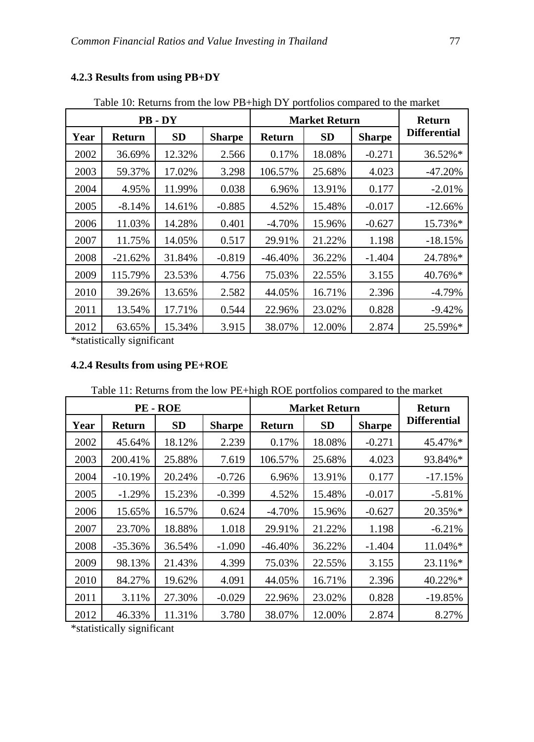#### 4.2.3 Results from using PB+DY

Table 10: Returns from the low PB+high DY portfolios compared to the market

| PB - DY | | | | Market Return | | | Return Differential |
|---|---|---|---|---|---|---|---|
| Year | Return | SD | Sharpe | Return | SD | Sharpe | |
| 2002 | 36.69% | 12.32% | 2.566 | 0.17% | 18.08% | -0.271 | 36.52%* |
| 2003 | 59.37% | 17.02% | 3.298 | 106.57% | 25.68% | 4.023 | -47.20% |
| 2004 | 4.95% | 11.99% | 0.038 | 6.96% | 13.91% | 0.177 | -2.01% |
| 2005 | -8.14% | 14.61% | -0.885 | 4.52% | 15.48% | -0.017 | -12.66% |
| 2006 | 11.03% | 14.28% | 0.401 | -4.70% | 15.96% | -0.627 | 15.73%* |
| 2007 | 11.75% | 14.05% | 0.517 | 29.91% | 21.22% | 1.198 | -18.15% |
| 2008 | -21.62% | 31.84% | -0.819 | -46.40% | 36.22% | -1.404 | 24.78%* |
| 2009 | 115.79% | 23.53% | 4.756 | 75.03% | 22.55% | 3.155 | 40.76%* |
| 2010 | 39.26% | 13.65% | 2.582 | 44.05% | 16.71% | 2.396 | -4.79% |
| 2011 | 13.54% | 17.71% | 0.544 | 22.96% | 23.02% | 0.828 | -9.42% |
| 2012 | 63.65% | 15.34% | 3.915 | 38.07% | 12.00% | 2.874 | 25.59%* |

*statistically significant

#### 4.2.4 Results from using PE+ROE

Table 11: Returns from the low PE+high ROE portfolios compared to the market

| PE - ROE | | | | Market Return | | | Return Differential |
|---|---|---|---|---|---|---|---|
| Year | Return | SD | Sharpe | Return | SD | Sharpe | |
| 2002 | 45.64% | 18.12% | 2.239 | 0.17% | 18.08% | -0.271 | 45.47%* |
| 2003 | 200.41% | 25.88% | 7.619 | 106.57% | 25.68% | 4.023 | 93.84%* |
| 2004 | -10.19% | 20.24% | -0.726 | 6.96% | 13.91% | 0.177 | -17.15% |
| 2005 | -1.29% | 15.23% | -0.399 | 4.52% | 15.48% | -0.017 | -5.81% |
| 2006 | 15.65% | 16.57% | 0.624 | -4.70% | 15.96% | -0.627 | 20.35%* |
| 2007 | 23.70% | 18.88% | 1.018 | 29.91% | 21.22% | 1.198 | -6.21% |
| 2008 | -35.36% | 36.54% | -1.090 | -46.40% | 36.22% | -1.404 | 11.04%* |
| 2009 | 98.13% | 21.43% | 4.399 | 75.03% | 22.55% | 3.155 | 23.11%* |
| 2010 | 84.27% | 19.62% | 4.091 | 44.05% | 16.71% | 2.396 | 40.22%* |
| 2011 | 3.11% | 27.30% | -0.029 | 22.96% | 23.02% | 0.828 | -19.85% |
| 2012 | 46.33% | 11.31% | 3.780 | 38.07% | 12.00% | 2.874 | 8.27% |

*statistically significant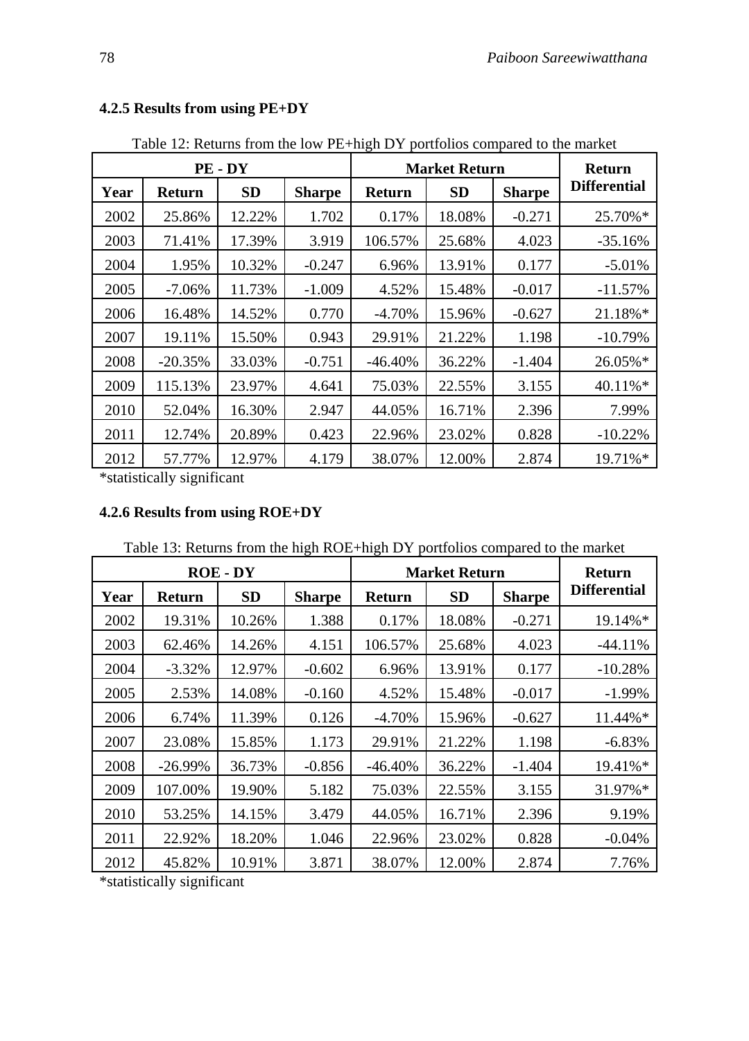### 4.2.5 Results from using PE+DY

Table 12: Returns from the low PE+high DY portfolios compared to the market

| PE - DY | | | | Market Return | | | Return Differential |
|---|---|---|---|---|---|---|---|
| Year | Return | SD | Sharpe | Return | SD | Sharpe | |
| 2002 | 25.86% | 12.22% | 1.702 | 0.17% | 18.08% | -0.271 | 25.70%* |
| 2003 | 71.41% | 17.39% | 3.919 | 106.57% | 25.68% | 4.023 | -35.16% |
| 2004 | 1.95% | 10.32% | -0.247 | 6.96% | 13.91% | 0.177 | -5.01% |
| 2005 | -7.06% | 11.73% | -1.009 | 4.52% | 15.48% | -0.017 | -11.57% |
| 2006 | 16.48% | 14.52% | 0.770 | -4.70% | 15.96% | -0.627 | 21.18%* |
| 2007 | 19.11% | 15.50% | 0.943 | 29.91% | 21.22% | 1.198 | -10.79% |
| 2008 | -20.35% | 33.03% | -0.751 | -46.40% | 36.22% | -1.404 | 26.05%* |
| 2009 | 115.13% | 23.97% | 4.641 | 75.03% | 22.55% | 3.155 | 40.11%* |
| 2010 | 52.04% | 16.30% | 2.947 | 44.05% | 16.71% | 2.396 | 7.99% |
| 2011 | 12.74% | 20.89% | 0.423 | 22.96% | 23.02% | 0.828 | -10.22% |
| 2012 | 57.77% | 12.97% | 4.179 | 38.07% | 12.00% | 2.874 | 19.71%* |

*statistically significant

### 4.2.6 Results from using ROE+DY

Table 13: Returns from the high ROE+high DY portfolios compared to the market

| ROE - DY | | | | Market Return | | | Return Differential |
|---|---|---|---|---|---|---|---|
| Year | Return | SD | Sharpe | Return | SD | Sharpe | |
| 2002 | 19.31% | 10.26% | 1.388 | 0.17% | 18.08% | -0.271 | 19.14%* |
| 2003 | 62.46% | 14.26% | 4.151 | 106.57% | 25.68% | 4.023 | -44.11% |
| 2004 | -3.32% | 12.97% | -0.602 | 6.96% | 13.91% | 0.177 | -10.28% |
| 2005 | 2.53% | 14.08% | -0.160 | 4.52% | 15.48% | -0.017 | -1.99% |
| 2006 | 6.74% | 11.39% | 0.126 | -4.70% | 15.96% | -0.627 | 11.44%* |
| 2007 | 23.08% | 15.85% | 1.173 | 29.91% | 21.22% | 1.198 | -6.83% |
| 2008 | -26.99% | 36.73% | -0.856 | -46.40% | 36.22% | -1.404 | 19.41%* |
| 2009 | 107.00% | 19.90% | 5.182 | 75.03% | 22.55% | 3.155 | 31.97%* |
| 2010 | 53.25% | 14.15% | 3.479 | 44.05% | 16.71% | 2.396 | 9.19% |
| 2011 | 22.92% | 18.20% | 1.046 | 22.96% | 23.02% | 0.828 | -0.04% |
| 2012 | 45.82% | 10.91% | 3.871 | 38.07% | 12.00% | 2.874 | 7.76% |

*statistically significant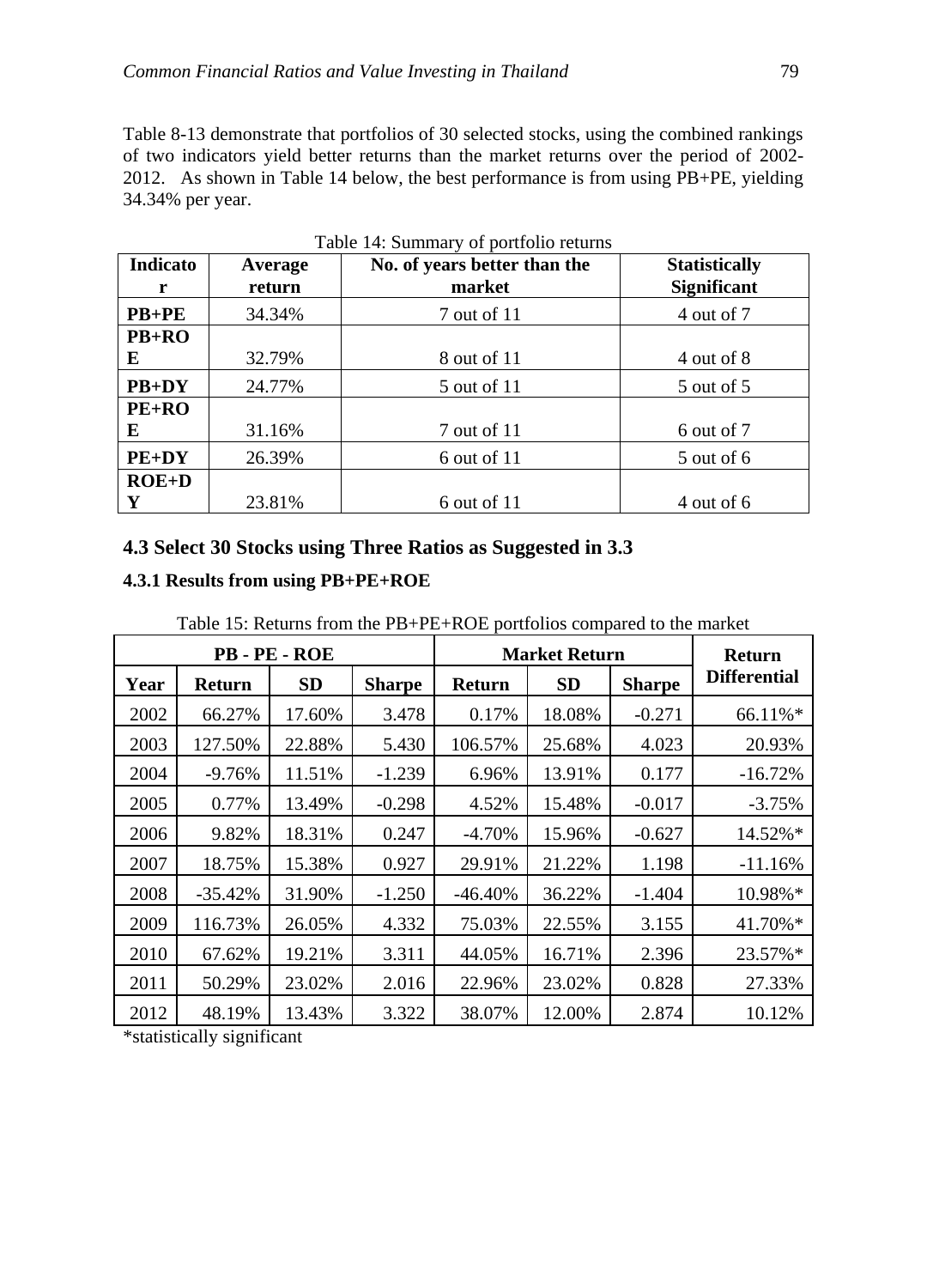Table 8-13 demonstrate that portfolios of 30 selected stocks, using the combined rankings of two indicators yield better returns than the market returns over the period of 2002-2012. As shown in Table 14 below, the best performance is from using PB+PE, yielding 34.34% per year.

Table 14: Summary of portfolio returns

| Indicator | Average return | No. of years better than the market | Statistically Significant |
|---|---|---|---|
| PB+PE | 34.34% | 7 out of 11 | 4 out of 7 |
| PB+ROE | 32.79% | 8 out of 11 | 4 out of 8 |
| PB+DY | 24.77% | 5 out of 11 | 5 out of 5 |
| PE+ROE | 31.16% | 7 out of 11 | 6 out of 7 |
| PE+DY | 26.39% | 6 out of 11 | 5 out of 6 |
| ROE+DY | 23.81% | 6 out of 11 | 4 out of 6 |

## 4.3 Select 30 Stocks using Three Ratios as Suggested in 3.3

### 4.3.1 Results from using PB+PE+ROE

Table 15: Returns from the PB+PE+ROE portfolios compared to the market

| PB - PE - ROE | | | | Market Return | | | Return Differential |
|---|---|---|---|---|---|---|---|
| Year | Return | SD | Sharpe | Return | SD | Sharpe | |
| 2002 | 66.27% | 17.60% | 3.478 | 0.17% | 18.08% | -0.271 | 66.11%* |
| 2003 | 127.50% | 22.88% | 5.430 | 106.57% | 25.68% | 4.023 | 20.93% |
| 2004 | -9.76% | 11.51% | -1.239 | 6.96% | 13.91% | 0.177 | -16.72% |
| 2005 | 0.77% | 13.49% | -0.298 | 4.52% | 15.48% | -0.017 | -3.75% |
| 2006 | 9.82% | 18.31% | 0.247 | -4.70% | 15.96% | -0.627 | 14.52%* |
| 2007 | 18.75% | 15.38% | 0.927 | 29.91% | 21.22% | 1.198 | -11.16% |
| 2008 | -35.42% | 31.90% | -1.250 | -46.40% | 36.22% | -1.404 | 10.98%* |
| 2009 | 116.73% | 26.05% | 4.332 | 75.03% | 22.55% | 3.155 | 41.70%* |
| 2010 | 67.62% | 19.21% | 3.311 | 44.05% | 16.71% | 2.396 | 23.57%* |
| 2011 | 50.29% | 23.02% | 2.016 | 22.96% | 23.02% | 0.828 | 27.33% |
| 2012 | 48.19% | 13.43% | 3.322 | 38.07% | 12.00% | 2.874 | 10.12% |

*statistically significant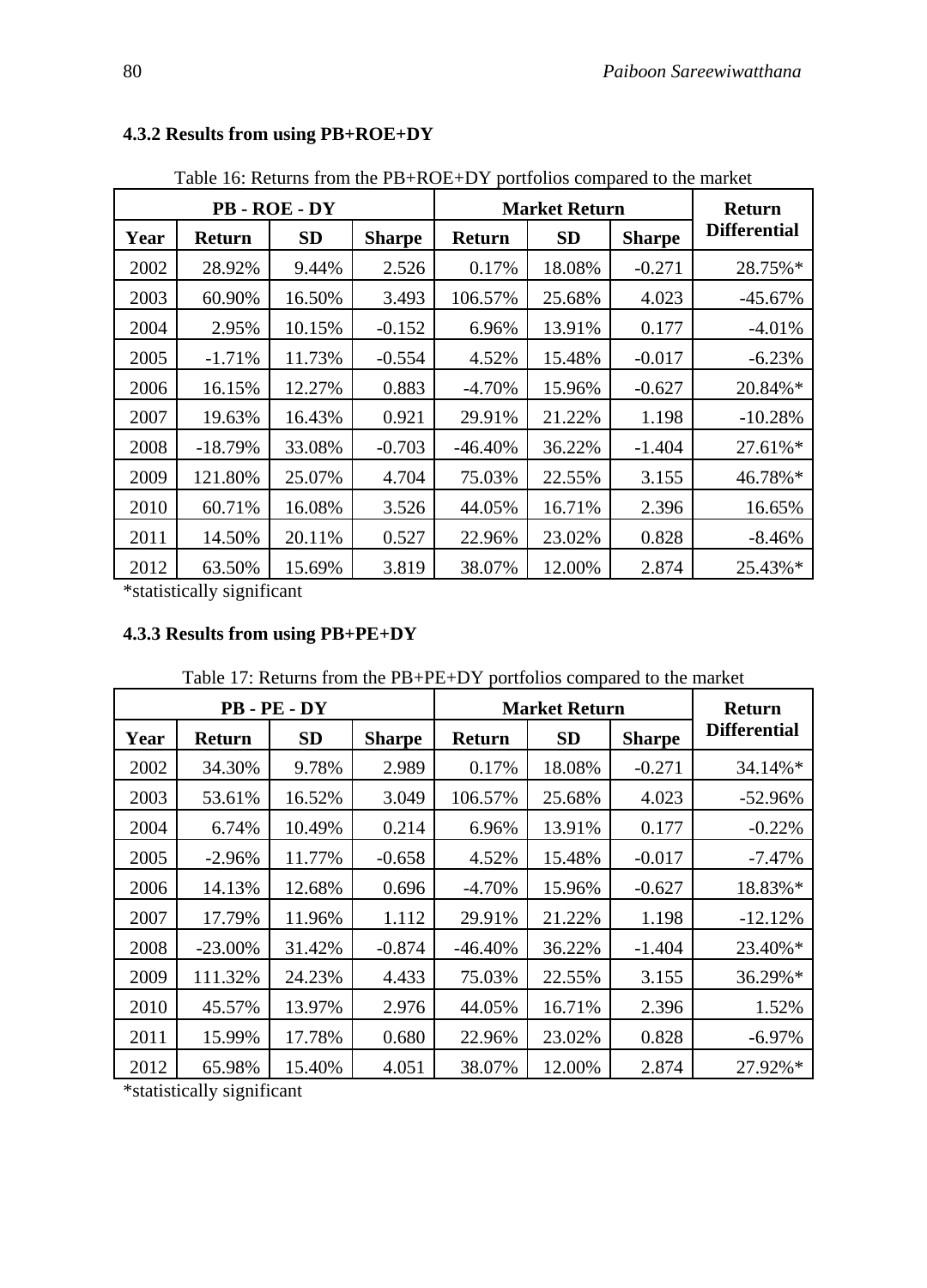### 4.3.2 Results from using PB+ROE+DY

Table 16: Returns from the PB+ROE+DY portfolios compared to the market

| PB - ROE - DY | | | | Market Return | | | Return Differential |
|---|---|---|---|---|---|---|---|
| Year | Return | SD | Sharpe | Return | SD | Sharpe | |
| 2002 | 28.92% | 9.44% | 2.526 | 0.17% | 18.08% | -0.271 | 28.75%* |
| 2003 | 60.90% | 16.50% | 3.493 | 106.57% | 25.68% | 4.023 | -45.67% |
| 2004 | 2.95% | 10.15% | -0.152 | 6.96% | 13.91% | 0.177 | -4.01% |
| 2005 | -1.71% | 11.73% | -0.554 | 4.52% | 15.48% | -0.017 | -6.23% |
| 2006 | 16.15% | 12.27% | 0.883 | -4.70% | 15.96% | -0.627 | 20.84%* |
| 2007 | 19.63% | 16.43% | 0.921 | 29.91% | 21.22% | 1.198 | -10.28% |
| 2008 | -18.79% | 33.08% | -0.703 | -46.40% | 36.22% | -1.404 | 27.61%* |
| 2009 | 121.80% | 25.07% | 4.704 | 75.03% | 22.55% | 3.155 | 46.78%* |
| 2010 | 60.71% | 16.08% | 3.526 | 44.05% | 16.71% | 2.396 | 16.65% |
| 2011 | 14.50% | 20.11% | 0.527 | 22.96% | 23.02% | 0.828 | -8.46% |
| 2012 | 63.50% | 15.69% | 3.819 | 38.07% | 12.00% | 2.874 | 25.43%* |

*statistically significant

### 4.3.3 Results from using PB+PE+DY

Table 17: Returns from the PB+PE+DY portfolios compared to the market

| PB - PE - DY | | | | Market Return | | | Return Differential |
|---|---|---|---|---|---|---|---|
| Year | Return | SD | Sharpe | Return | SD | Sharpe | |
| 2002 | 34.30% | 9.78% | 2.989 | 0.17% | 18.08% | -0.271 | 34.14%* |
| 2003 | 53.61% | 16.52% | 3.049 | 106.57% | 25.68% | 4.023 | -52.96% |
| 2004 | 6.74% | 10.49% | 0.214 | 6.96% | 13.91% | 0.177 | -0.22% |
| 2005 | -2.96% | 11.77% | -0.658 | 4.52% | 15.48% | -0.017 | -7.47% |
| 2006 | 14.13% | 12.68% | 0.696 | -4.70% | 15.96% | -0.627 | 18.83%* |
| 2007 | 17.79% | 11.96% | 1.112 | 29.91% | 21.22% | 1.198 | -12.12% |
| 2008 | -23.00% | 31.42% | -0.874 | -46.40% | 36.22% | -1.404 | 23.40%* |
| 2009 | 111.32% | 24.23% | 4.433 | 75.03% | 22.55% | 3.155 | 36.29%* |
| 2010 | 45.57% | 13.97% | 2.976 | 44.05% | 16.71% | 2.396 | 1.52% |
| 2011 | 15.99% | 17.78% | 0.680 | 22.96% | 23.02% | 0.828 | -6.97% |
| 2012 | 65.98% | 15.40% | 4.051 | 38.07% | 12.00% | 2.874 | 27.92%* |

*statistically significant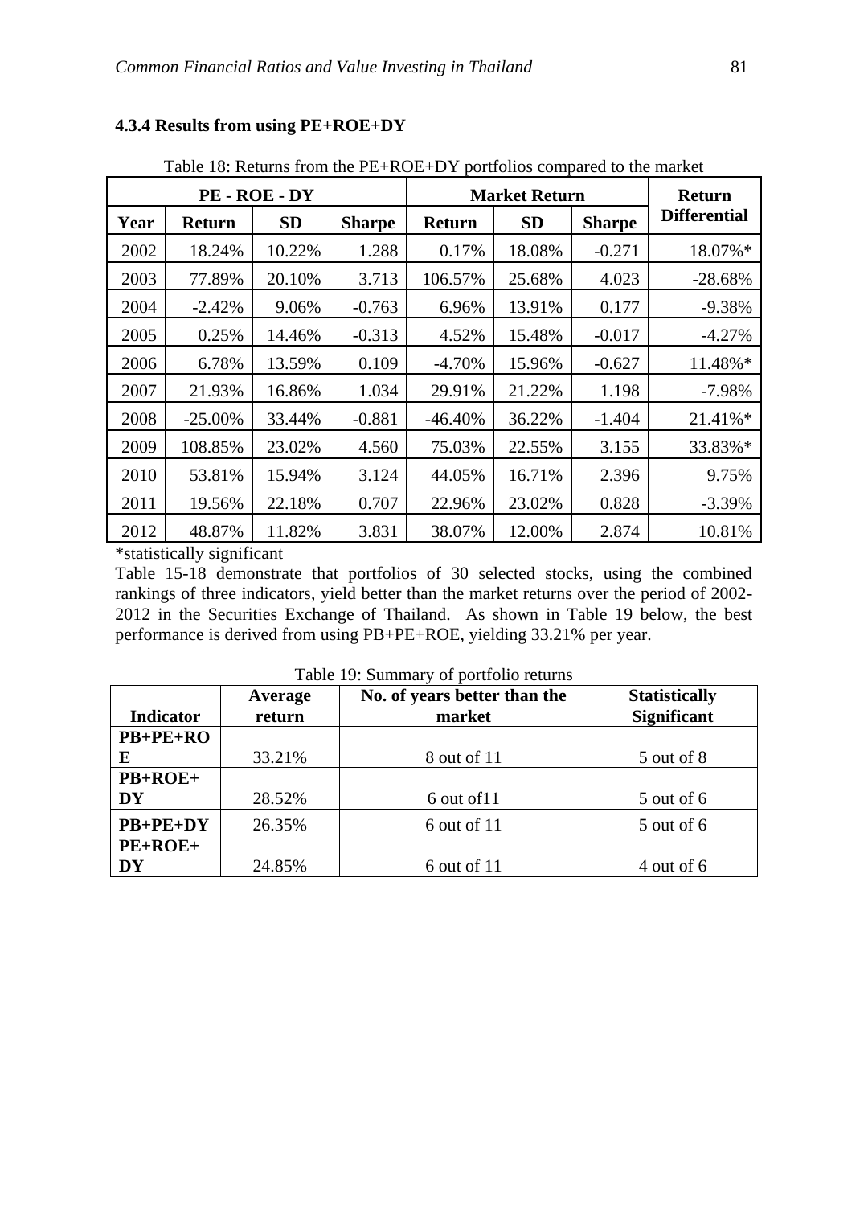### 4.3.4 Results from using PE+ROE+DY

Table 18: Returns from the PE+ROE+DY portfolios compared to the market

| PE - ROE - DY | | | | Market Return | | | Return Differential |
|---|---|---|---|---|---|---|---|
| Year | Return | SD | Sharpe | Return | SD | Sharpe | |
| 2002 | 18.24% | 10.22% | 1.288 | 0.17% | 18.08% | -0.271 | 18.07%* |
| 2003 | 77.89% | 20.10% | 3.713 | 106.57% | 25.68% | 4.023 | -28.68% |
| 2004 | -2.42% | 9.06% | -0.763 | 6.96% | 13.91% | 0.177 | -9.38% |
| 2005 | 0.25% | 14.46% | -0.313 | 4.52% | 15.48% | -0.017 | -4.27% |
| 2006 | 6.78% | 13.59% | 0.109 | -4.70% | 15.96% | -0.627 | 11.48%* |
| 2007 | 21.93% | 16.86% | 1.034 | 29.91% | 21.22% | 1.198 | -7.98% |
| 2008 | -25.00% | 33.44% | -0.881 | -46.40% | 36.22% | -1.404 | 21.41%* |
| 2009 | 108.85% | 23.02% | 4.560 | 75.03% | 22.55% | 3.155 | 33.83%* |
| 2010 | 53.81% | 15.94% | 3.124 | 44.05% | 16.71% | 2.396 | 9.75% |
| 2011 | 19.56% | 22.18% | 0.707 | 22.96% | 23.02% | 0.828 | -3.39% |
| 2012 | 48.87% | 11.82% | 3.831 | 38.07% | 12.00% | 2.874 | 10.81% |

*statistically significant

Table 15-18 demonstrate that portfolios of 30 selected stocks, using the combined rankings of three indicators, yield better than the market returns over the period of 2002-2012 in the Securities Exchange of Thailand. As shown in Table 19 below, the best performance is derived from using PB+PE+ROE, yielding 33.21% per year.

Table 19: Summary of portfolio returns

| Indicator | Average return | No. of years better than the market | Statistically Significant |
|---|---|---|---|
| PB+PE+ROE | 33.21% | 8 out of 11 | 5 out of 8 |
| PB+ROE+DY | 28.52% | 6 out of11 | 5 out of 6 |
| PB+PE+DY | 26.35% | 6 out of 11 | 5 out of 6 |
| PE+ROE+DY | 24.85% | 6 out of 11 | 4 out of 6 |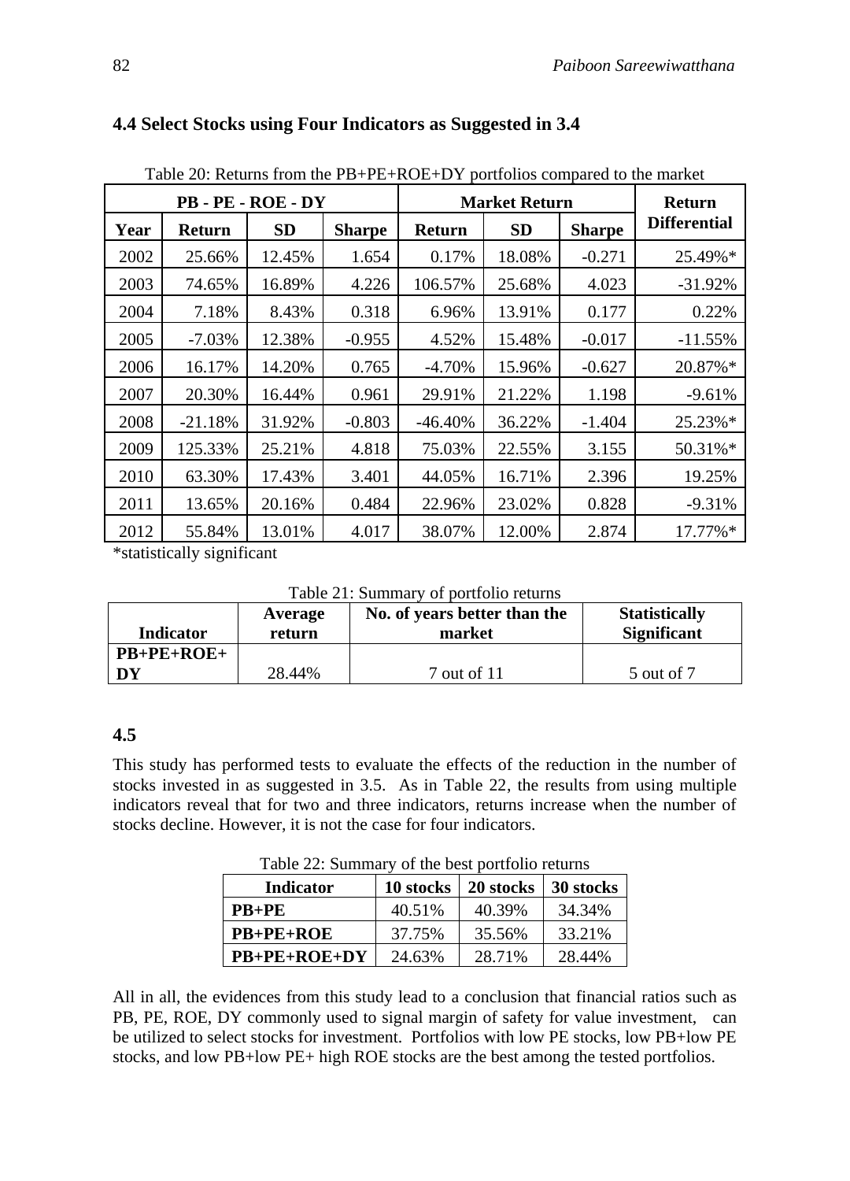## 4.4 Select Stocks using Four Indicators as Suggested in 3.4

Table 20: Returns from the PB+PE+ROE+DY portfolios compared to the market

| PB - PE - ROE - DY | | | | Market Return | | | Return Differential |
|---|---|---|---|---|---|---|---|
| Year | Return | SD | Sharpe | Return | SD | Sharpe | |
| 2002 | 25.66% | 12.45% | 1.654 | 0.17% | 18.08% | -0.271 | 25.49%* |
| 2003 | 74.65% | 16.89% | 4.226 | 106.57% | 25.68% | 4.023 | -31.92% |
| 2004 | 7.18% | 8.43% | 0.318 | 6.96% | 13.91% | 0.177 | 0.22% |
| 2005 | -7.03% | 12.38% | -0.955 | 4.52% | 15.48% | -0.017 | -11.55% |
| 2006 | 16.17% | 14.20% | 0.765 | -4.70% | 15.96% | -0.627 | 20.87%* |
| 2007 | 20.30% | 16.44% | 0.961 | 29.91% | 21.22% | 1.198 | -9.61% |
| 2008 | -21.18% | 31.92% | -0.803 | -46.40% | 36.22% | -1.404 | 25.23%* |
| 2009 | 125.33% | 25.21% | 4.818 | 75.03% | 22.55% | 3.155 | 50.31%* |
| 2010 | 63.30% | 17.43% | 3.401 | 44.05% | 16.71% | 2.396 | 19.25% |
| 2011 | 13.65% | 20.16% | 0.484 | 22.96% | 23.02% | 0.828 | -9.31% |
| 2012 | 55.84% | 13.01% | 4.017 | 38.07% | 12.00% | 2.874 | 17.77%* |

*statistically significant

Table 21: Summary of portfolio returns

| Indicator | Average return | No. of years better than the market | Statistically Significant |
|---|---|---|---|
| PB+PE+ROE+DY | 28.44% | 7 out of 11 | 5 out of 7 |

## 4.5

This study has performed tests to evaluate the effects of the reduction in the number of stocks invested in as suggested in 3.5. As in Table 22, the results from using multiple indicators reveal that for two and three indicators, returns increase when the number of stocks decline. However, it is not the case for four indicators.

Table 22: Summary of the best portfolio returns

| Indicator | 10 stocks | 20 stocks | 30 stocks |
|---|---|---|---|
| PB+PE | 40.51% | 40.39% | 34.34% |
| PB+PE+ROE | 37.75% | 35.56% | 33.21% |
| PB+PE+ROE+DY | 24.63% | 28.71% | 28.44% |

All in all, the evidences from this study lead to a conclusion that financial ratios such as PB, PE, ROE, DY commonly used to signal margin of safety for value investment, can be utilized to select stocks for investment. Portfolios with low PE stocks, low PB+low PE stocks, and low PB+low PE+ high ROE stocks are the best among the tested portfolios.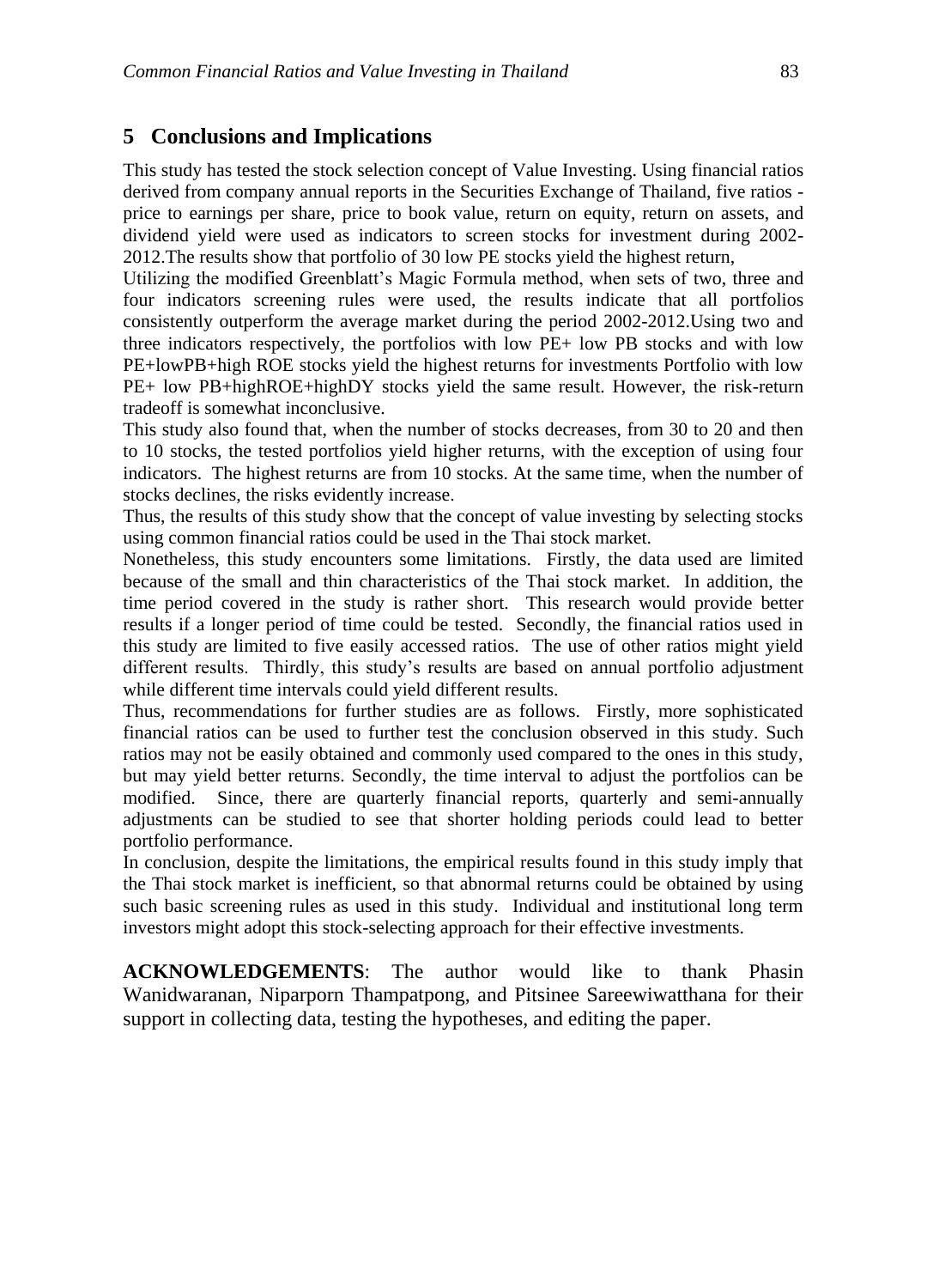## 5 Conclusions and Implications

This study has tested the stock selection concept of Value Investing. Using financial ratios derived from company annual reports in the Securities Exchange of Thailand, five ratios - price to earnings per share, price to book value, return on equity, return on assets, and dividend yield were used as indicators to screen stocks for investment during 2002-2012.The results show that portfolio of 30 low PE stocks yield the highest return,

Utilizing the modified Greenblatt's Magic Formula method, when sets of two, three and four indicators screening rules were used, the results indicate that all portfolios consistently outperform the average market during the period 2002-2012.Using two and three indicators respectively, the portfolios with low PE+ low PB stocks and with low PE+lowPB+high ROE stocks yield the highest returns for investments Portfolio with low PE+ low PB+highROE+highDY stocks yield the same result. However, the risk-return tradeoff is somewhat inconclusive.

This study also found that, when the number of stocks decreases, from 30 to 20 and then to 10 stocks, the tested portfolios yield higher returns, with the exception of using four indicators. The highest returns are from 10 stocks. At the same time, when the number of stocks declines, the risks evidently increase.

Thus, the results of this study show that the concept of value investing by selecting stocks using common financial ratios could be used in the Thai stock market.

Nonetheless, this study encounters some limitations. Firstly, the data used are limited because of the small and thin characteristics of the Thai stock market. In addition, the time period covered in the study is rather short. This research would provide better results if a longer period of time could be tested. Secondly, the financial ratios used in this study are limited to five easily accessed ratios. The use of other ratios might yield different results. Thirdly, this study's results are based on annual portfolio adjustment while different time intervals could yield different results.

Thus, recommendations for further studies are as follows. Firstly, more sophisticated financial ratios can be used to further test the conclusion observed in this study. Such ratios may not be easily obtained and commonly used compared to the ones in this study, but may yield better returns. Secondly, the time interval to adjust the portfolios can be modified. Since, there are quarterly financial reports, quarterly and semi-annually adjustments can be studied to see that shorter holding periods could lead to better portfolio performance.

In conclusion, despite the limitations, the empirical results found in this study imply that the Thai stock market is inefficient, so that abnormal returns could be obtained by using such basic screening rules as used in this study. Individual and institutional long term investors might adopt this stock-selecting approach for their effective investments.

**ACKNOWLEDGEMENTS**: The author would like to thank Phasin Wanidwaranan, Niparporn Thampatpong, and Pitsinee Sareewiwatthana for their support in collecting data, testing the hypotheses, and editing the paper.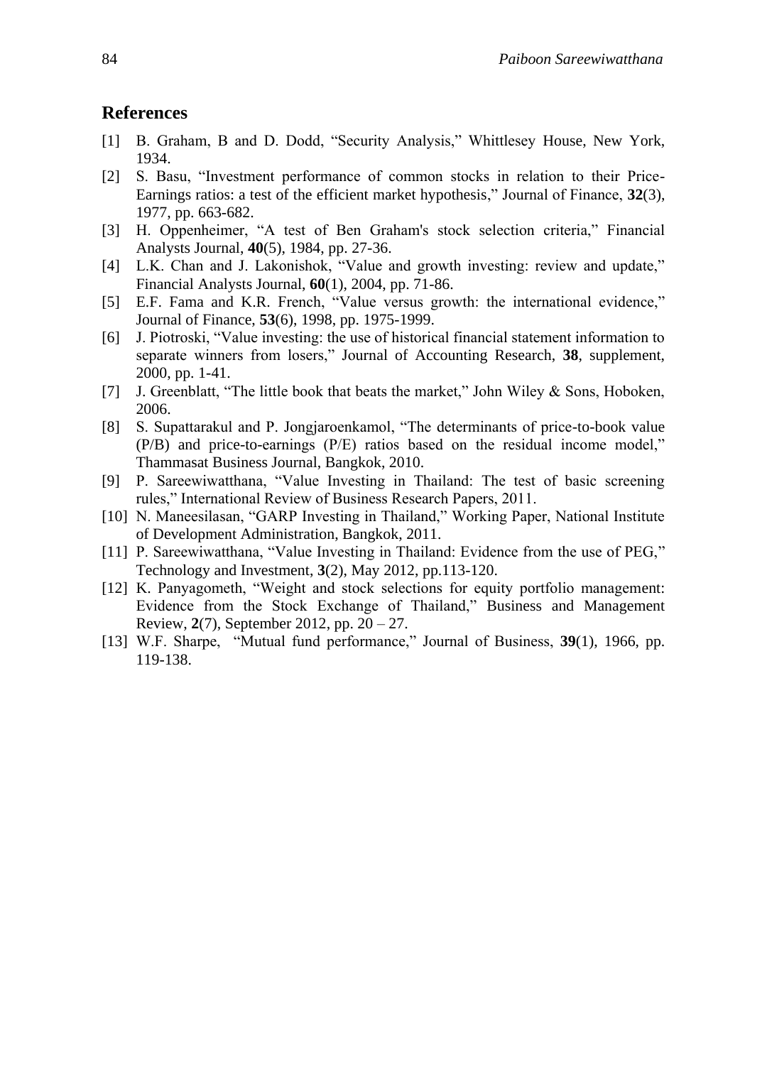## References

[1] B. Graham, B and D. Dodd, "Security Analysis," Whittlesey House, New York, 1934.

[2] S. Basu, "Investment performance of common stocks in relation to their Price-Earnings ratios: a test of the efficient market hypothesis," Journal of Finance, **32**(3), 1977, pp. 663-682.

[3] H. Oppenheimer, "A test of Ben Graham's stock selection criteria," Financial Analysts Journal, **40**(5), 1984, pp. 27-36.

[4] L.K. Chan and J. Lakonishok, "Value and growth investing: review and update," Financial Analysts Journal, **60**(1), 2004, pp. 71-86.

[5] E.F. Fama and K.R. French, "Value versus growth: the international evidence," Journal of Finance, **53**(6), 1998, pp. 1975-1999.

[6] J. Piotroski, "Value investing: the use of historical financial statement information to separate winners from losers," Journal of Accounting Research, **38**, supplement, 2000, pp. 1-41.

[7] J. Greenblatt, "The little book that beats the market," John Wiley & Sons, Hoboken, 2006.

[8] S. Supattarakul and P. Jongjaroenkamol, "The determinants of price-to-book value (P/B) and price-to-earnings (P/E) ratios based on the residual income model," Thammasat Business Journal, Bangkok, 2010.

[9] P. Sareewiwatthana, "Value Investing in Thailand: The test of basic screening rules," International Review of Business Research Papers, 2011.

[10] N. Maneesilasan, "GARP Investing in Thailand," Working Paper, National Institute of Development Administration, Bangkok, 2011.

[11] P. Sareewiwatthana, "Value Investing in Thailand: Evidence from the use of PEG," Technology and Investment, **3**(2), May 2012, pp.113-120.

[12] K. Panyagometh, "Weight and stock selections for equity portfolio management: Evidence from the Stock Exchange of Thailand," Business and Management Review, **2**(7), September 2012, pp. 20 – 27.

[13] W.F. Sharpe, "Mutual fund performance," Journal of Business, **39**(1), 1966, pp. 119-138.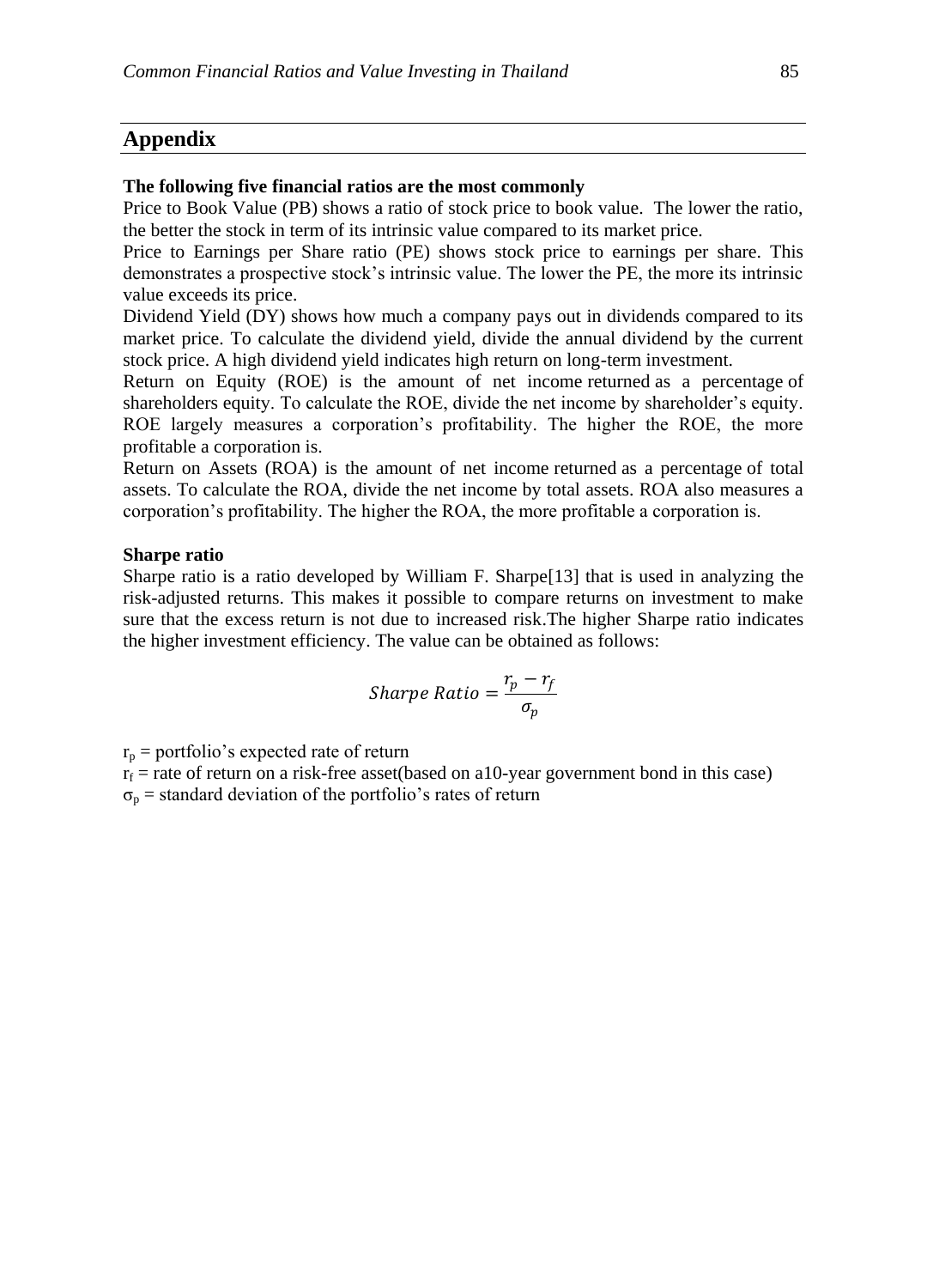## Appendix

**The following five financial ratios are the most commonly**

Price to Book Value (PB) shows a ratio of stock price to book value. The lower the ratio, the better the stock in term of its intrinsic value compared to its market price.

Price to Earnings per Share ratio (PE) shows stock price to earnings per share. This demonstrates a prospective stock's intrinsic value. The lower the PE, the more its intrinsic value exceeds its price.

Dividend Yield (DY) shows how much a company pays out in dividends compared to its market price. To calculate the dividend yield, divide the annual dividend by the current stock price. A high dividend yield indicates high return on long-term investment.

Return on Equity (ROE) is the amount of net income returned as a percentage of shareholders equity. To calculate the ROE, divide the net income by shareholder's equity. ROE largely measures a corporation's profitability. The higher the ROE, the more profitable a corporation is.

Return on Assets (ROA) is the amount of net income returned as a percentage of total assets. To calculate the ROA, divide the net income by total assets. ROA also measures a corporation's profitability. The higher the ROA, the more profitable a corporation is.

**Sharpe ratio**

Sharpe ratio is a ratio developed by William F. Sharpe[13] that is used in analyzing the risk-adjusted returns. This makes it possible to compare returns on investment to make sure that the excess return is not due to increased risk.The higher Sharpe ratio indicates the higher investment efficiency. The value can be obtained as follows:

$$Sharpe\ Ratio = \frac{r_p - r_f}{\sigma_p}$$

$r_p$ = portfolio's expected rate of return

$r_f$ = rate of return on a risk-free asset(based on a10-year government bond in this case)

$\sigma_p$ = standard deviation of the portfolio's rates of return